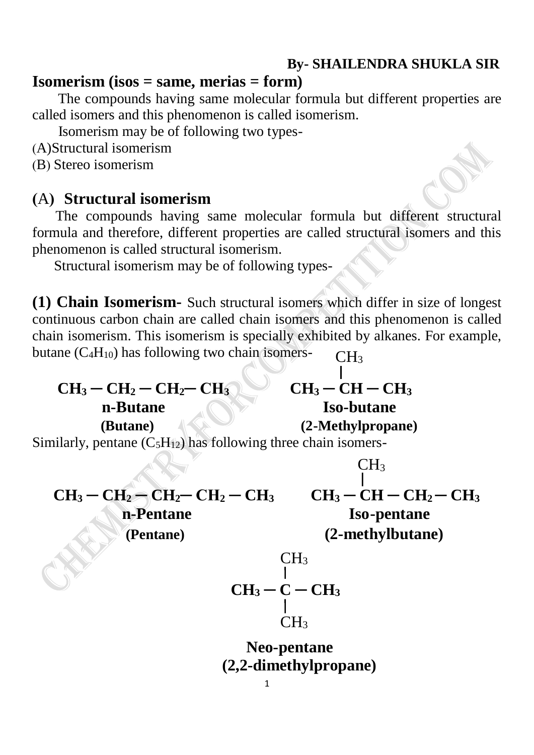**By- SHAILENDRA SHUKLA SIR**

## Isomerism (isos = same, merias = form)

The compounds having same molecular formula but different properties are called isomers and this phenomenon is called isomerism.

Isomerism may be of following two types-

(A) Structural isomerism

(B) Stereo isomerism

## (A) Structural isomerism

The compounds having same molecular formula but different structural formula and therefore, different properties are called structural isomers and this phenomenon is called structural isomerism.

Structural isomerism may be of following types-

**(1) Chain Isomerism-** Such structural isomers which differ in size of longest continuous carbon chain are called chain isomers and this phenomenon is called chain isomerism. This isomerism is specially exhibited by alkanes. For example, butane ($C_4H_{10}$) has following two chain isomers-

$$CH_3 - CH_2 - CH_2 - CH_3$$

**n-Butane**
**(Butane)**

$$CH_3 - \underset{}{\overset{\overset{\displaystyle CH_3}{|}}{CH}} - CH_3$$

**Iso-butane**
**(2-Methylpropane)**

Similarly, pentane ($C_5H_{12}$) has following three chain isomers-

$$CH_3 - CH_2 - CH_2 - CH_2 - CH_3$$

**n-Pentane**
**(Pentane)**

$$CH_3 - \overset{\overset{\displaystyle CH_3}{|}}{CH} - CH_2 - CH_3$$

**Iso-pentane**
**(2-methylbutane)**

$$CH_3 - \underset{\underset{\displaystyle CH_3}{|}}{\overset{\overset{\displaystyle CH_3}{|}}{C}} - CH_3$$

**Neo-pentane**
**(2,2-dimethylpropane)**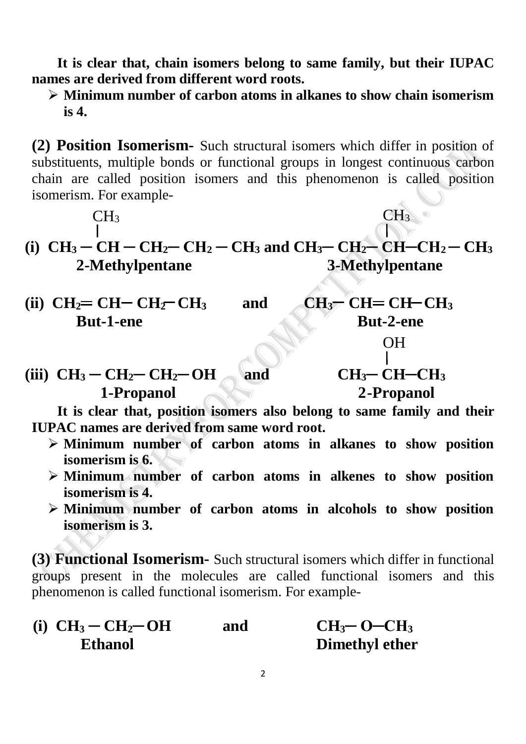**It is clear that, chain isomers belong to same family, but their IUPAC names are derived from different word roots.**

- **Minimum number of carbon atoms in alkanes to show chain isomerism is 4.**

**(2) Position Isomerism-** Such structural isomers which differ in position of substituents, multiple bonds or functional groups in longest continuous carbon chain are called position isomers and this phenomenon is called position isomerism. For example-

**(i)** $CH_3-CH(CH_3)-CH_2-CH_2-CH_3$ **and** $CH_3-CH_2-CH(CH_3)-CH_2-CH_3$

**2-Methylpentane** and **3-Methylpentane**

**(ii)** $CH_2{=}CH-CH_2-CH_3$ **and** $CH_3-CH{=}CH-CH_3$

**But-1-ene** and **But-2-ene**

**(iii)** $CH_3-CH_2-CH_2-OH$ **and** $CH_3-CH(OH)-CH_3$

**1-Propanol** and **2-Propanol**

**It is clear that, position isomers also belong to same family and their IUPAC names are derived from same word root.**

- **Minimum number of carbon atoms in alkanes to show position isomerism is 6.**
- **Minimum number of carbon atoms in alkenes to show position isomerism is 4.**
- **Minimum number of carbon atoms in alcohols to show position isomerism is 3.**

**(3) Functional Isomerism-** Such structural isomers which differ in functional groups present in the molecules are called functional isomers and this phenomenon is called functional isomerism. For example-

**(i)** $CH_3-CH_2-OH$ **and** $CH_3-O-CH_3$

**Ethanol** and **Dimethyl ether**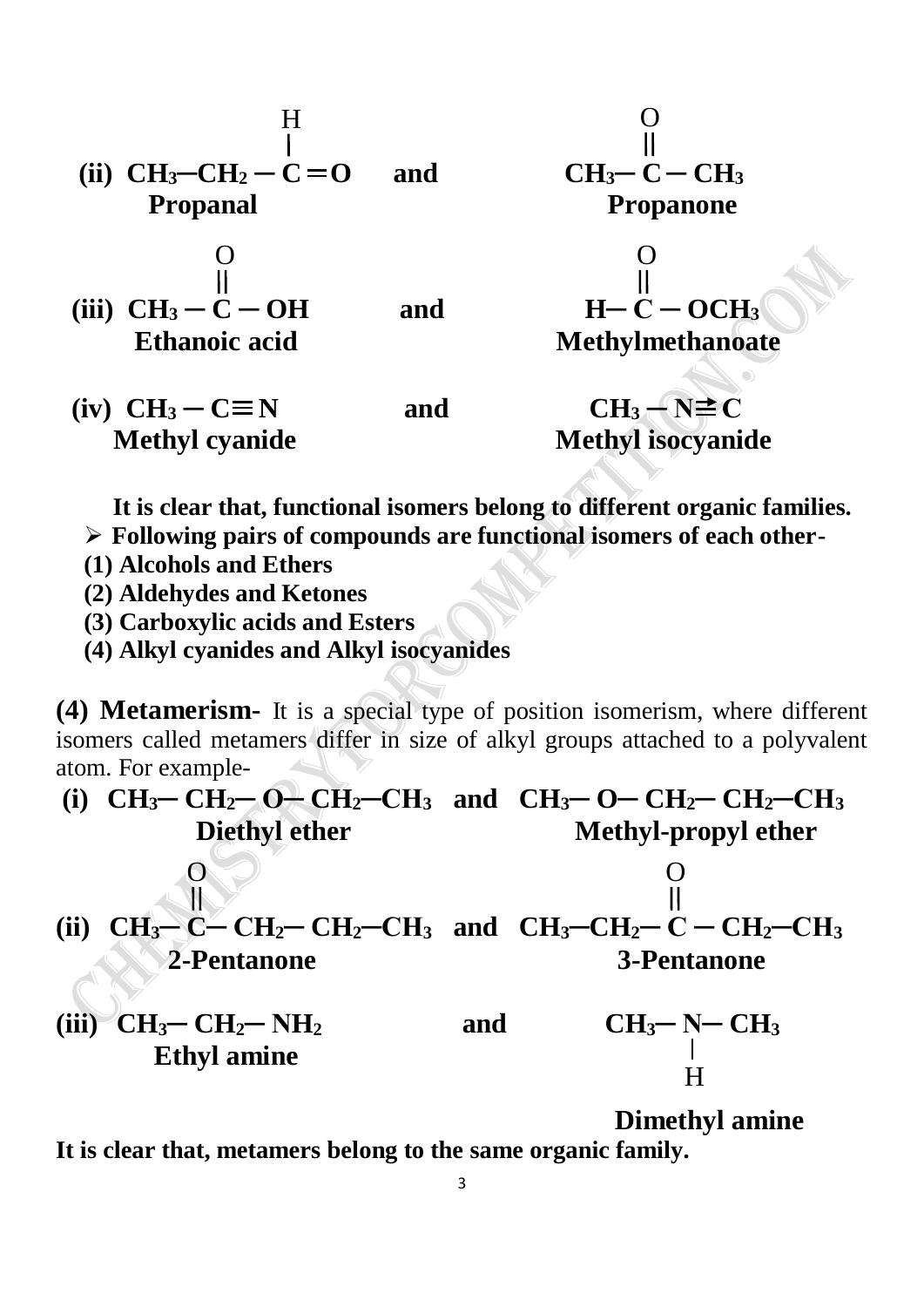**(ii)** $CH_3-CH_2-\overset{\overset{\displaystyle H}{|}}{C}=O$ **and** $CH_3-\overset{\overset{\displaystyle O}{||}}{C}-CH_3$

**Propanal** — **Propanone**

**(iii)** $CH_3-\overset{\overset{\displaystyle O}{||}}{C}-OH$ **and** $H-\overset{\overset{\displaystyle O}{||}}{C}-OCH_3$

**Ethanoic acid** — **Methylmethanoate**

**(iv)** $CH_3-C\equiv N$ **and** $CH_3-N\rightleftarrows C$

**Methyl cyanide** — **Methyl isocyanide**

**It is clear that, functional isomers belong to different organic families.**

- **Following pairs of compounds are functional isomers of each other-**

**(1) Alcohols and Ethers**
**(2) Aldehydes and Ketones**
**(3) Carboxylic acids and Esters**
**(4) Alkyl cyanides and Alkyl isocyanides**

**(4) Metamerism-** It is a special type of position isomerism, where different isomers called metamers differ in size of alkyl groups attached to a polyvalent atom. For example-

**(i)** $CH_3-CH_2-O-CH_2-CH_3$ **and** $CH_3-O-CH_2-CH_2-CH_3$

**Diethyl ether** — **Methyl-propyl ether**

**(ii)** $CH_3-\overset{\overset{\displaystyle O}{||}}{C}-CH_2-CH_2-CH_3$ **and** $CH_3-CH_2-\overset{\overset{\displaystyle O}{||}}{C}-CH_2-CH_3$

**2-Pentanone** — **3-Pentanone**

**(iii)** $CH_3-CH_2-NH_2$ **and** $CH_3-\underset{\underset{\displaystyle H}{|}}{N}-CH_3$

**Ethyl amine** — **Dimethyl amine**

**It is clear that, metamers belong to the same organic family.**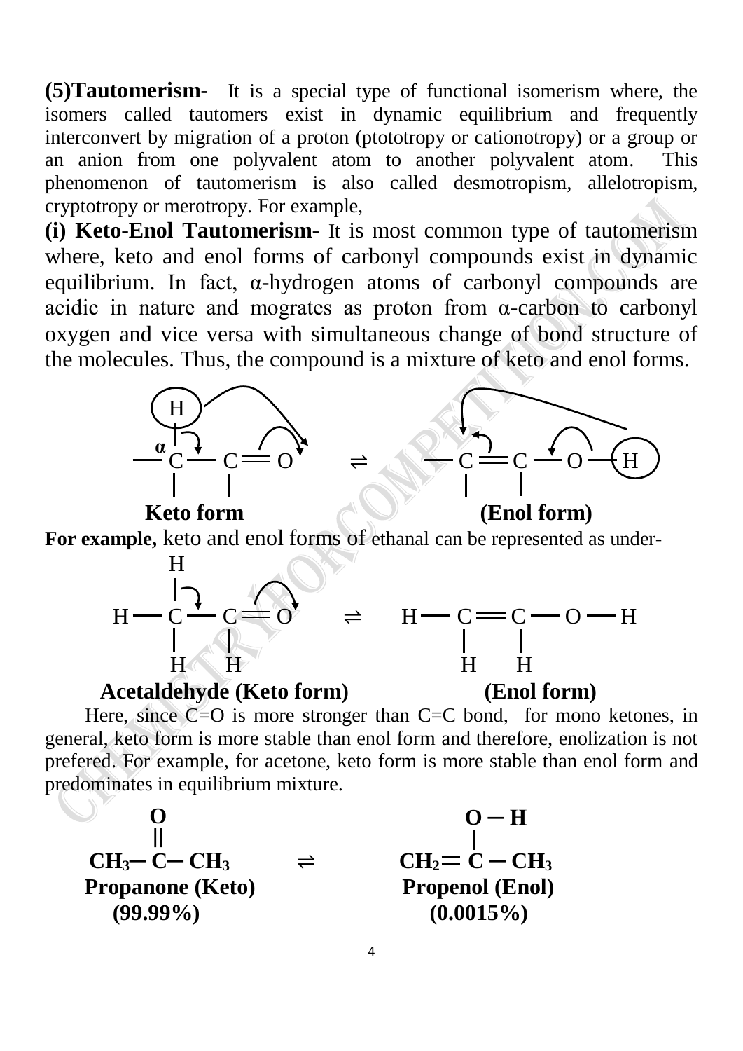**(5)Tautomerism-** It is a special type of functional isomerism where, the isomers called tautomers exist in dynamic equilibrium and frequently interconvert by migration of a proton (ptototropy or cationotropy) or a group or an anion from one polyvalent atom to another polyvalent atom. This phenomenon of tautomerism is also called desmotropism, allelotropism, cryptotropy or merotropy. For example,

**(i) Keto-Enol Tautomerism-** It is most common type of tautomerism where, keto and enol forms of carbonyl compounds exist in dynamic equilibrium. In fact, α-hydrogen atoms of carbonyl compounds are acidic in nature and mogrates as proton from α-carbon to carbonyl oxygen and vice versa with simultaneous change of bond structure of the molecules. Thus, the compound is a mixture of keto and enol forms.

$$-\overset{H}{\underset{|}{\overset{|}{C}}}_{\alpha}-\underset{|}{C}=O \rightleftharpoons -\underset{|}{C}=\underset{|}{C}-O-H$$

**Keto form** **(Enol form)**

**For example,** keto and enol forms of ethanal can be represented as under-

$$H-\overset{H}{\underset{H}{\overset{|}{\underset{|}{C}}}}-\underset{H}{\underset{|}{C}}=O \rightleftharpoons H-\underset{H}{\underset{|}{C}}=\underset{H}{\underset{|}{C}}-O-H$$

**Acetaldehyde (Keto form)** **(Enol form)**

Here, since C=O is more stronger than C=C bond, for mono ketones, in general, keto form is more stable than enol form and therefore, enolization is not prefered. For example, for acetone, keto form is more stable than enol form and predominates in equilibrium mixture.

$$CH_3-\overset{O}{\overset{||}{C}}-CH_3 \rightleftharpoons CH_2=\overset{O-H}{\overset{|}{C}}-CH_3$$

**Propanone (Keto)** **(99.99%)** **Propenol (Enol)** **(0.0015%)**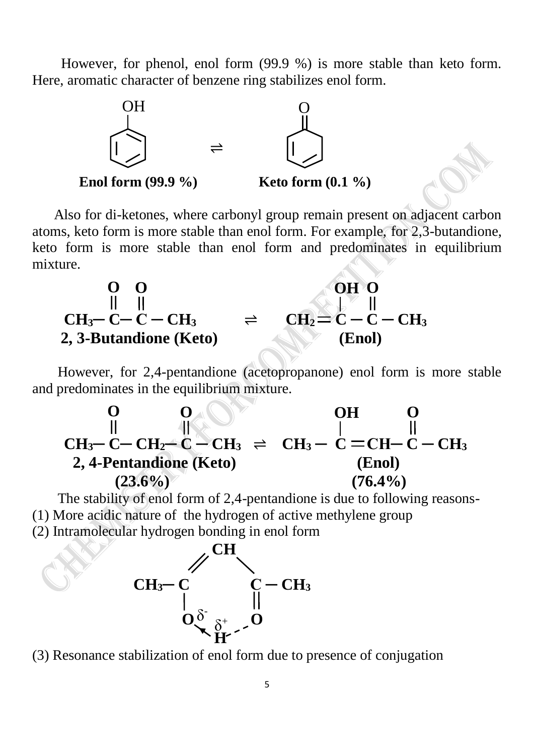However, for phenol, enol form (99.9 %) is more stable than keto form. Here, aromatic character of benzene ring stabilizes enol form.

**Enol form (99.9 %)** $\rightleftharpoons$ **Keto form (0.1 %)**

Also for di-ketones, where carbonyl group remain present on adjacent carbon atoms, keto form is more stable than enol form. For example, for 2,3-butandione, keto form is more stable than enol form and predominates in equilibrium mixture.

$$CH_3-\overset{\overset{\Large O}{\|}}{C}-\overset{\overset{\Large O}{\|}}{C}-CH_3 \rightleftharpoons CH_2=\overset{\overset{\Large OH}{|}}{C}-\overset{\overset{\Large O}{\|}}{C}-CH_3$$

**2, 3-Butandione (Keto)** $\qquad$ **(Enol)**

However, for 2,4-pentandione (acetopropanone) enol form is more stable and predominates in the equilibrium mixture.

$$CH_3-\overset{\overset{\Large O}{\|}}{C}-CH_2-\overset{\overset{\Large O}{\|}}{C}-CH_3 \rightleftharpoons CH_3-\overset{\overset{\Large OH}{|}}{C}=CH-\overset{\overset{\Large O}{\|}}{C}-CH_3$$

**2, 4-Pentandione (Keto)** **(23.6%)** $\qquad$ **(Enol)** **(76.4%)**

The stability of enol form of 2,4-pentandione is due to following reasons-

(1) More acidic nature of the hydrogen of active methylene group

(2) Intramolecular hydrogen bonding in enol form

$$CH_3-C(-O^{\delta-}-H^{\delta+}\cdots O=)\!=\!CH-C-CH_3$$

(3) Resonance stabilization of enol form due to presence of conjugation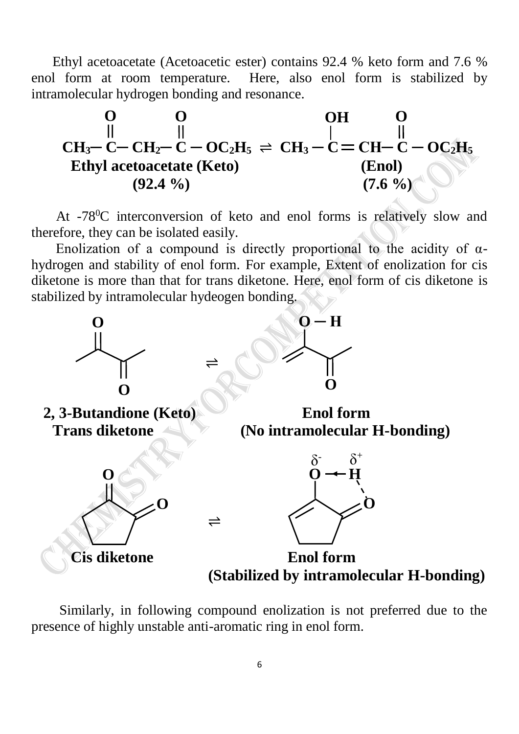Ethyl acetoacetate (Acetoacetic ester) contains 92.4 % keto form and 7.6 % enol form at room temperature. Here, also enol form is stabilized by intramolecular hydrogen bonding and resonance.

$$CH_3-\overset{\overset{O}{||}}{C}-CH_2-\overset{\overset{O}{||}}{C}-OC_2H_5 \rightleftharpoons CH_3-\overset{\overset{OH}{|}}{C}=CH-\overset{\overset{O}{||}}{C}-OC_2H_5$$

**Ethyl acetoacetate (Keto)** **(92.4 %)** **(Enol)** **(7.6 %)**

At -78$^0$C interconversion of keto and enol forms is relatively slow and therefore, they can be isolated easily.

Enolization of a compound is directly proportional to the acidity of α-hydrogen and stability of enol form. For example, Extent of enolization for cis diketone is more than that for trans diketone. Here, enol form of cis diketone is stabilized by intramolecular hydeogen bonding.

**2, 3-Butandione (Keto)** ⇌ **Enol form**

**Trans diketone** **(No intramolecular H-bonding)**

**Cis diketone** ⇌ **Enol form**

**(Stabilized by intramolecular H-bonding)**

Similarly, in following compound enolization is not preferred due to the presence of highly unstable anti-aromatic ring in enol form.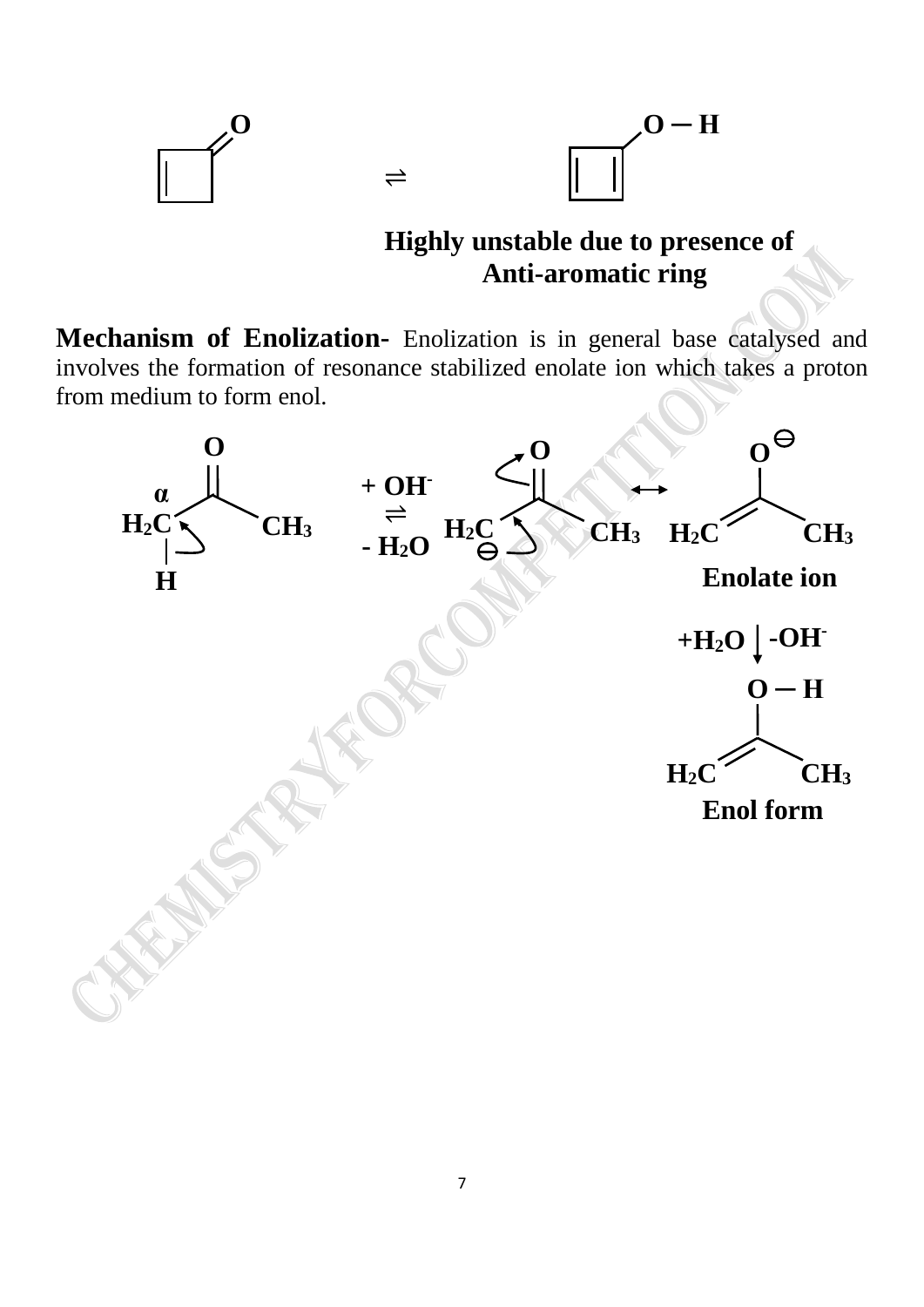⇌

**Highly unstable due to presence of Anti-aromatic ring**

**Mechanism of Enolization-** Enolization is in general base catalysed and involves the formation of resonance stabilized enolate ion which takes a proton from medium to form enol.

α

$H_2C$ $CH_3$

H

$+ OH^-$

⇌

$- H_2O$

$H_2C$ $CH_3$

$H_2C$ $CH_3$

**Enolate ion**

$+H_2O$ $-OH^-$

O – H

$H_2C$ $CH_3$

**Enol form**